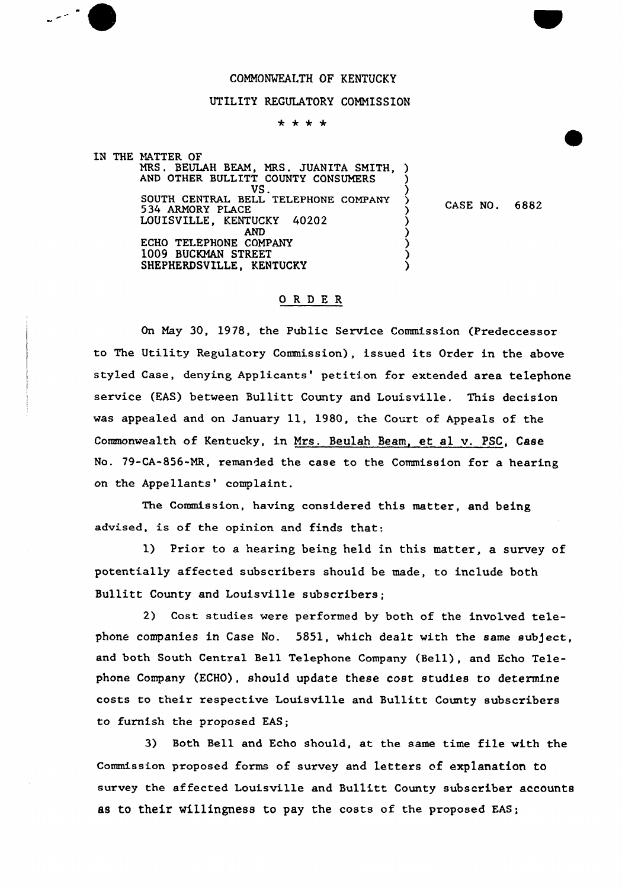COMMONWEALTH OF KENTUCKY

UTILITY REGULATORY COMMISSION

\* \* \* \*

IN THE MATTER OF

MRS. BEULAH BEAM, MRS. JUANITA SMITH, AND OTHER BULLITT COUNTY CONSUMERS
VS.
SOUTH CENTRAL BELL TELEPHONE COMPANY
534 ARMORY PLACE
LOUISVILLE, KENTUCKY 40202
AND
ECHO TELEPHONE COMPANY
1009 BUCKMAN STREET
SHEPHERDSVILLE, KENTUCKY

CASE NO. 6882

## O R D E R

On May 30, 1978, the Public Service Commission (Predeccessor to The Utility Regulatory Commission), issued its Order in the above styled Case, denying Applicants' petition for extended area telephone service (EAS) between Bullitt County and Louisville. This decision was appealed and on January 11, 1980, the Court of Appeals of the Commonwealth of Kentucky, in Mrs. Beulah Beam, et al v. PSC, Case No. 79-CA-856-MR, remanded the case to the Commission for a hearing on the Appellants' complaint.

The Commission, having considered this matter, and being advised, is of the opinion and finds that:

1) Prior to a hearing being held in this matter, a survey of potentially affected subscribers should be made, to include both Bullitt County and Louisville subscribers;

2) Cost studies were performed by both of the involved telephone companies in Case No. 5851, which dealt with the same subject, and both South Central Bell Telephone Company (Bell), and Echo Telephone Company (ECHO), should update these cost studies to determine costs to their respective Louisville and Bullitt County subscribers to furnish the proposed EAS;

3) Both Bell and Echo should, at the same time file with the Commission proposed forms of survey and letters of explanation to survey the affected Louisville and Bullitt County subscriber accounts as to their willingness to pay the costs of the proposed EAS;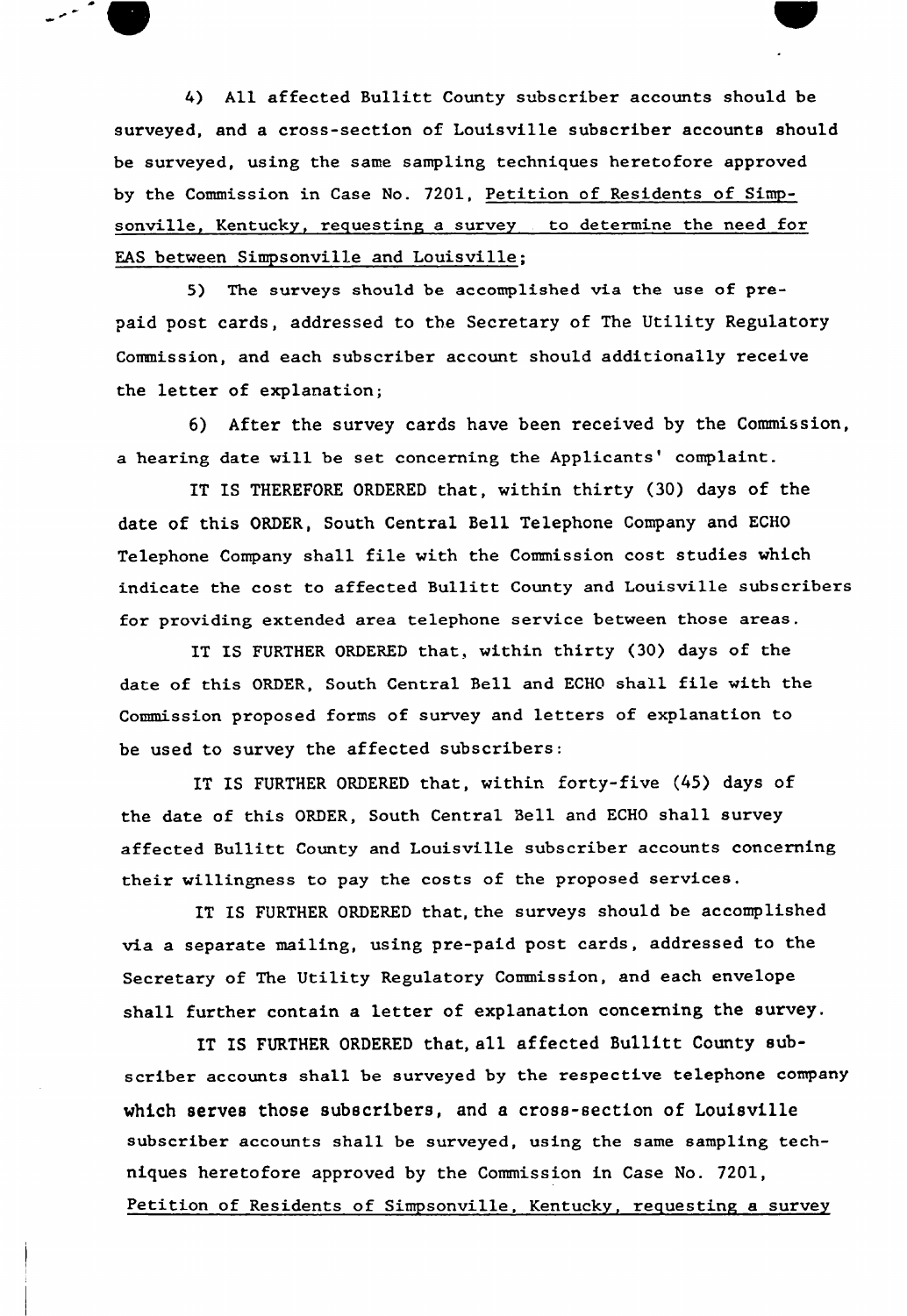4) All affected Bullitt County subscriber accounts should be surveyed, and a cross-section of Louisville subscriber accounts should be surveyed, using the same sampling techniques heretofore approved by the Commission in Case No. 7201, Petition of Residents of Simpsonville, Kentucky, requesting a survey to determine the need for EAS between Simpsonville and Louisville;

5) The surveys should be accomplished via the use of prepaid post cards, addressed to the Secretary of The Utility Regulatory Commission, and each subscriber account should additionally receive the letter of explanation;

6) After the survey cards have been received by the Commission, a hearing date will be set concerning the Applicants' complaint.

IT IS THEREFORE ORDERED that, within thirty (30) days of the date of this ORDER, South Central Bell Telephone Company and ECHO Telephone Company shall file with the Commission cost studies which indicate the cost to affected Bullitt County and Louisville subscribers for providing extended area telephone service between those areas.

IT IS FURTHER ORDERED that, within thirty (30) days of the date of this ORDER, South Central Bell and ECHO shall file with the Commission proposed forms of survey and letters of explanation to be used to survey the affected subscribers:

IT IS FURTHER ORDERED that, within forty-five (45) days of the date of this ORDER, South Central Bell and ECHO shall survey affected Bullitt County and Louisville subscriber accounts concerning their willingness to pay the costs of the proposed services.

IT IS FURTHER ORDERED that, the surveys should be accomplished via a separate mailing, using pre-paid post cards, addressed to the Secretary of The Utility Regulatory Commission, and each envelope shall further contain a letter of explanation concerning the survey.

IT IS FURTHER ORDERED that, all affected Bullitt County subscriber accounts shall be surveyed by the respective telephone company which serves those subscribers, and a cross-section of Louisville subscriber accounts shall be surveyed, using the same sampling techniques heretofore approved by the Commission in Case No. 7201, Petition of Residents of Simpsonville, Kentucky, requesting a survey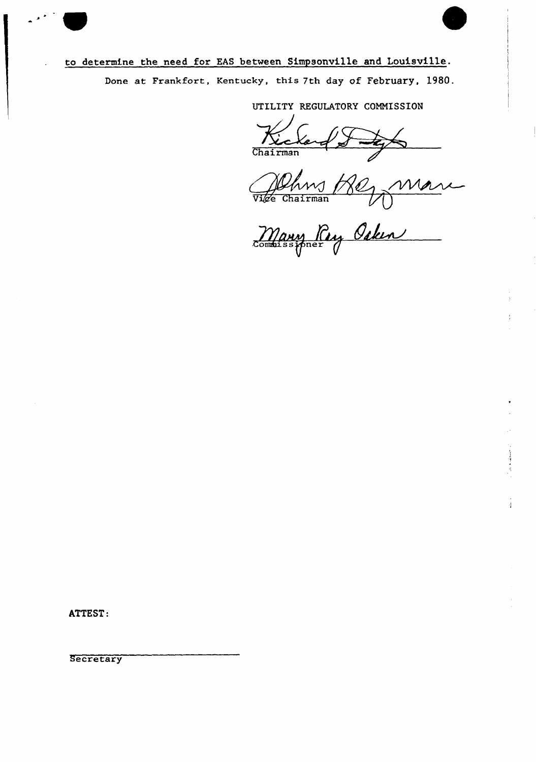to determine the need for EAS between Simpsonville and Louisville.

Done at Frankfort, Kentucky, this 7th day of February, 1980.

UTILITY REGULATORY COMMISSION

Chairman

Vice Chairman

Commissioner

ATTEST:

Secretary